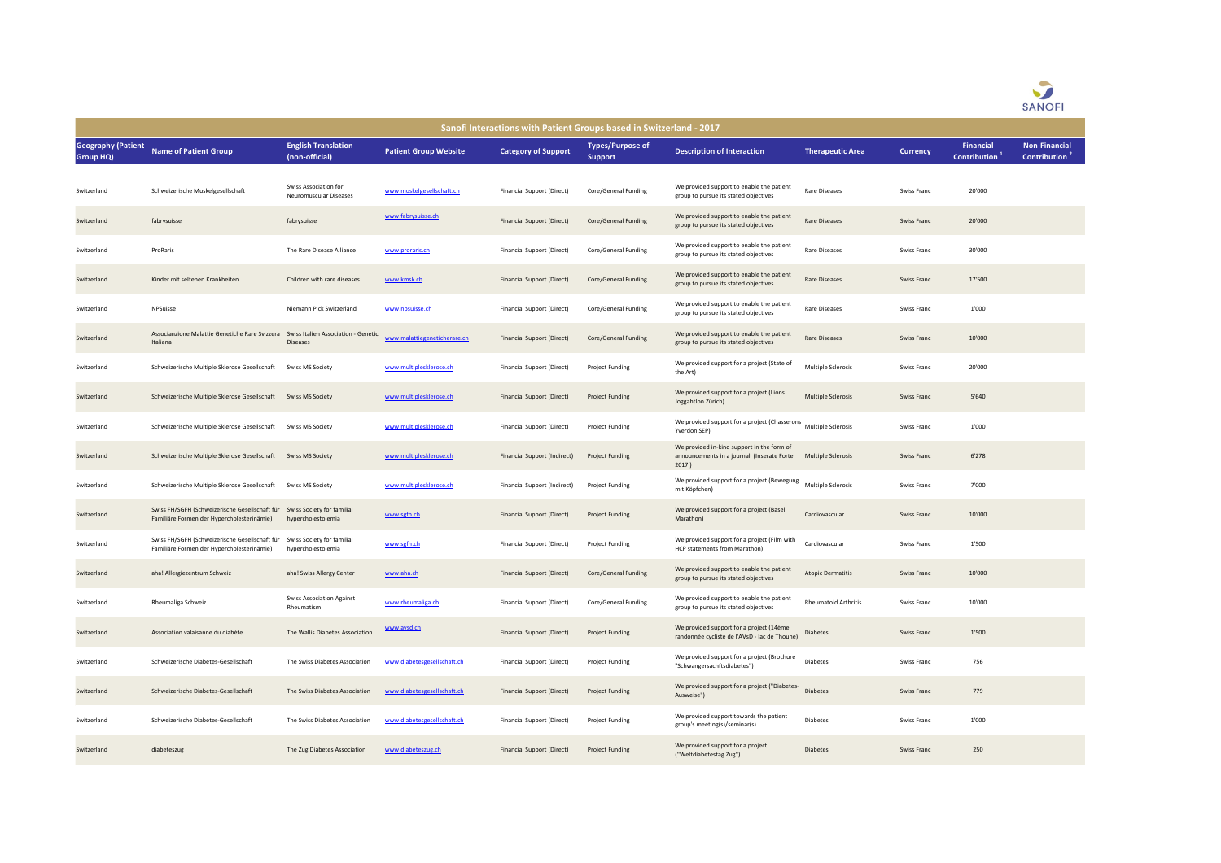# Sanofi Interactions with Patient Groups based in Switzerland - 2017

| Geography (Patient Group HQ) | Name of Patient Group | English Translation (non-official) | Patient Group Website | Category of Support | Types/Purpose of Support | Description of Interaction | Therapeutic Area | Currency | Financial Contribution [1] | Non-Financial Contribution [2] |
|---|---|---|---|---|---|---|---|---|---|---|
| Switzerland | Schweizerische Muskelgesellschaft | Swiss Association for Neuromuscular Diseases | www.muskelgesellschaft.ch | Financial Support (Direct) | Core/General Funding | We provided support to enable the patient group to pursue its stated objectives | Rare Diseases | Swiss Franc | 20'000 | |
| Switzerland | fabrysuisse | fabrysuisse | www.fabrysuisse.ch | Financial Support (Direct) | Core/General Funding | We provided support to enable the patient group to pursue its stated objectives | Rare Diseases | Swiss Franc | 20'000 | |
| Switzerland | ProRaris | The Rare Disease Alliance | www.proraris.ch | Financial Support (Direct) | Core/General Funding | We provided support to enable the patient group to pursue its stated objectives | Rare Diseases | Swiss Franc | 30'000 | |
| Switzerland | Kinder mit seltenen Krankheiten | Children with rare diseases | www.kmsk.ch | Financial Support (Direct) | Core/General Funding | We provided support to enable the patient group to pursue its stated objectives | Rare Diseases | Swiss Franc | 17'500 | |
| Switzerland | NPSuisse | Niemann Pick Switzerland | www.npsuisse.ch | Financial Support (Direct) | Core/General Funding | We provided support to enable the patient group to pursue its stated objectives | Rare Diseases | Swiss Franc | 1'000 | |
| Switzerland | Associanzione Malattie Genetiche Rare Svizzera Italiana | Swiss Italien Association - Genetic Diseases | www.malattiegeneticherare.ch | Financial Support (Direct) | Core/General Funding | We provided support to enable the patient group to pursue its stated objectives | Rare Diseases | Swiss Franc | 10'000 | |
| Switzerland | Schweizerische Multiple Sklerose Gesellschaft | Swiss MS Society | www.multiplesklerose.ch | Financial Support (Direct) | Project Funding | We provided support for a project (State of the Art) | Multiple Sclerosis | Swiss Franc | 20'000 | |
| Switzerland | Schweizerische Multiple Sklerose Gesellschaft | Swiss MS Society | www.multiplesklerose.ch | Financial Support (Direct) | Project Funding | We provided support for a project (Lions Joggahtlon Zürich) | Multiple Sclerosis | Swiss Franc | 5'640 | |
| Switzerland | Schweizerische Multiple Sklerose Gesellschaft | Swiss MS Society | www.multiplesklerose.ch | Financial Support (Direct) | Project Funding | We provided support for a project (Chasserons Yverdon SEP) | Multiple Sclerosis | Swiss Franc | 1'000 | |
| Switzerland | Schweizerische Multiple Sklerose Gesellschaft | Swiss MS Society | www.multiplesklerose.ch | Financial Support (Indirect) | Project Funding | We provided in-kind support in the form of announcements in a journal (Inserate Forte 2017 ) | Multiple Sclerosis | Swiss Franc | 6'278 | |
| Switzerland | Schweizerische Multiple Sklerose Gesellschaft | Swiss MS Society | www.multiplesklerose.ch | Financial Support (Indirect) | Project Funding | We provided support for a project (Bewegung mit Köpfchen) | Multiple Sclerosis | Swiss Franc | 7'000 | |
| Switzerland | Swiss FH/SGFH (Schweizerische Gesellschaft für Familiäre Formen der Hypercholesterinämie) | Swiss Society for familial hypercholestolemia | www.sgfh.ch | Financial Support (Direct) | Project Funding | We provided support for a project (Basel Marathon) | Cardiovascular | Swiss Franc | 10'000 | |
| Switzerland | Swiss FH/SGFH (Schweizerische Gesellschaft für Familiäre Formen der Hypercholesterinämie) | Swiss Society for familial hypercholestolemia | www.sgfh.ch | Financial Support (Direct) | Project Funding | We provided support for a project (Film with HCP statements from Marathon) | Cardiovascular | Swiss Franc | 1'500 | |
| Switzerland | aha! Allergiezentrum Schweiz | aha! Swiss Allergy Center | www.aha.ch | Financial Support (Direct) | Core/General Funding | We provided support to enable the patient group to pursue its stated objectives | Atopic Dermatitis | Swiss Franc | 10'000 | |
| Switzerland | Rheumaliga Schweiz | Swiss Association Against Rheumatism | www.rheumaliga.ch | Financial Support (Direct) | Core/General Funding | We provided support to enable the patient group to pursue its stated objectives | Rheumatoid Arthritis | Swiss Franc | 10'000 | |
| Switzerland | Association valaisanne du diabète | The Wallis Diabetes Association | www.avsd.ch | Financial Support (Direct) | Project Funding | We provided support for a project (14ème randonnée cycliste de l'AVsD - lac de Thoune) | Diabetes | Swiss Franc | 1'500 | |
| Switzerland | Schweizerische Diabetes-Gesellschaft | The Swiss Diabetes Association | www.diabetesgesellschaft.ch | Financial Support (Direct) | Project Funding | We provided support for a project (Brochure "Schwangersachftsdiabetes") | Diabetes | Swiss Franc | 756 | |
| Switzerland | Schweizerische Diabetes-Gesellschaft | The Swiss Diabetes Association | www.diabetesgesellschaft.ch | Financial Support (Direct) | Project Funding | We provided support for a project ("Diabetes-Ausweise") | Diabetes | Swiss Franc | 779 | |
| Switzerland | Schweizerische Diabetes-Gesellschaft | The Swiss Diabetes Association | www.diabetesgesellschaft.ch | Financial Support (Direct) | Project Funding | We provided support towards the patient group's meeting(s)/seminar(s) | Diabetes | Swiss Franc | 1'000 | |
| Switzerland | diabeteszug | The Zug Diabetes Association | www.diabeteszug.ch | Financial Support (Direct) | Project Funding | We provided support for a project ("Weltdiabetestag Zug") | Diabetes | Swiss Franc | 250 | |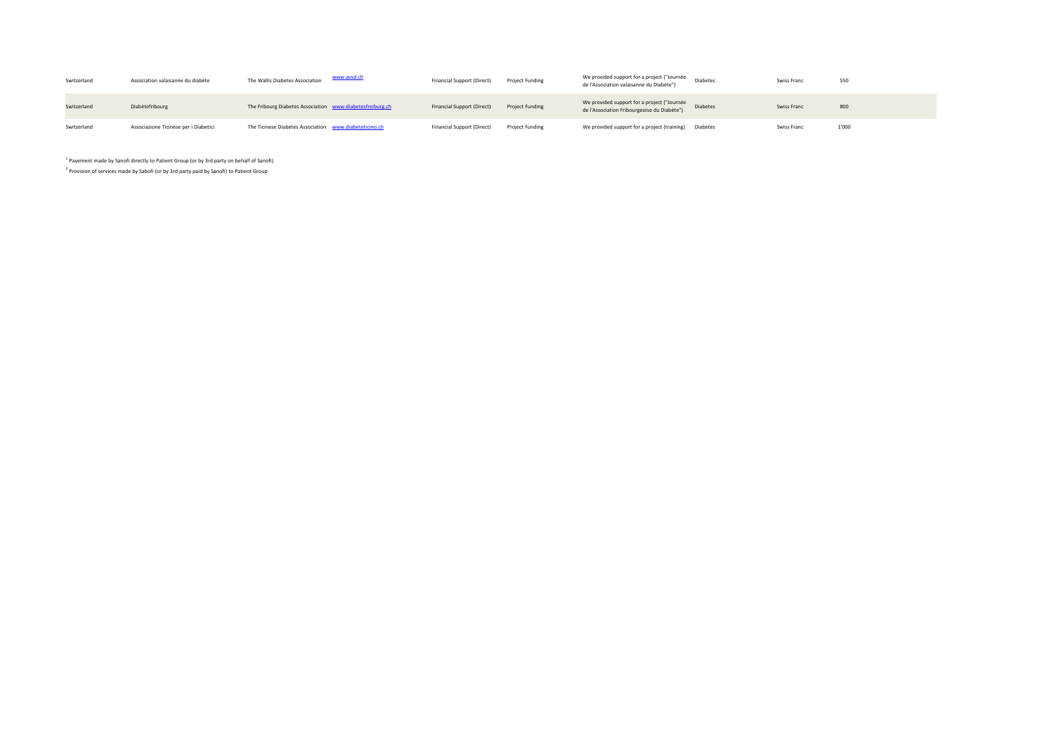| | | | | | | | | | |
|---|---|---|---|---|---|---|---|---|---|
| Switzerland | Association valaisanne du diabète | The Wallis Diabetes Association | www.avsd.ch | Financial Support (Direct) | Project Funding | We provided support for a project ("Journée de l'Association valaisanne du Diabète") | Diabetes | Swiss Franc | 550 |
| Switzerland | Diabètefribourg | The Fribourg Diabetes Association | www.diabetesfreiburg.ch | Financial Support (Direct) | Project Funding | We provided support for a project ("Journée de l'Association Fribourgeoise du Diabète") | Diabetes | Swiss Franc | 800 |
| Switzerland | Associazione Ticinese per i Diabetici | The Ticinese Diabetes Association | www.diabeteticino.ch | Financial Support (Direct) | Project Funding | We provided support for a project (training) | Diabetes | Swiss Franc | 1'000 |

[1] Payement made by Sanofi directly to Patient Group (or by 3rd party on behalf of Sanofi)

[2] Provision of services made by Sabofi (or by 3rd party paid by Sanofi) to Patient Group